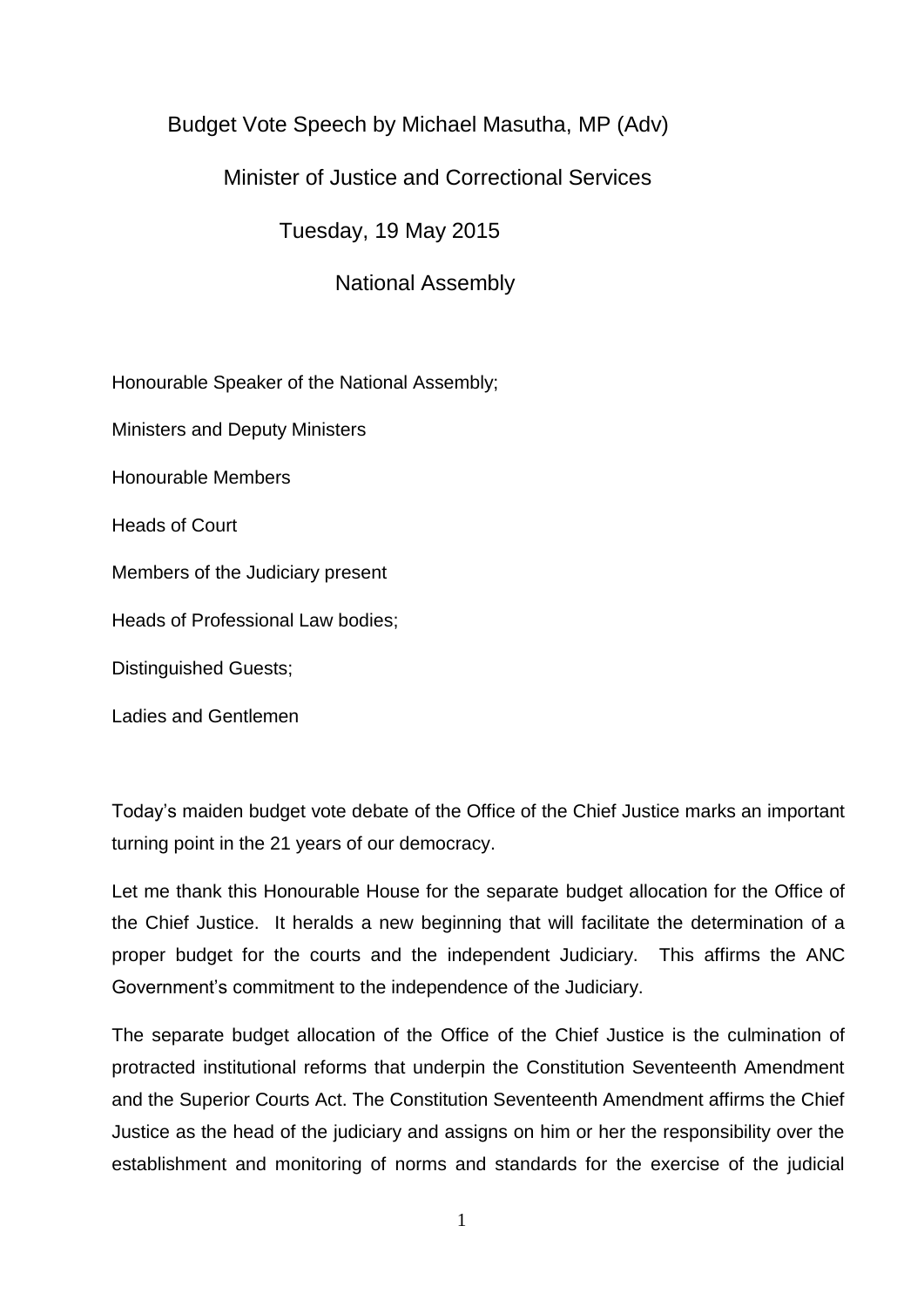# Budget Vote Speech by Michael Masutha, MP (Adv)

## Minister of Justice and Correctional Services

### Tuesday, 19 May 2015

### National Assembly

Honourable Speaker of the National Assembly;

Ministers and Deputy Ministers

Honourable Members

Heads of Court

Members of the Judiciary present

Heads of Professional Law bodies;

Distinguished Guests;

Ladies and Gentlemen

Today's maiden budget vote debate of the Office of the Chief Justice marks an important turning point in the 21 years of our democracy.

Let me thank this Honourable House for the separate budget allocation for the Office of the Chief Justice. It heralds a new beginning that will facilitate the determination of a proper budget for the courts and the independent Judiciary. This affirms the ANC Government's commitment to the independence of the Judiciary.

The separate budget allocation of the Office of the Chief Justice is the culmination of protracted institutional reforms that underpin the Constitution Seventeenth Amendment and the Superior Courts Act. The Constitution Seventeenth Amendment affirms the Chief Justice as the head of the judiciary and assigns on him or her the responsibility over the establishment and monitoring of norms and standards for the exercise of the judicial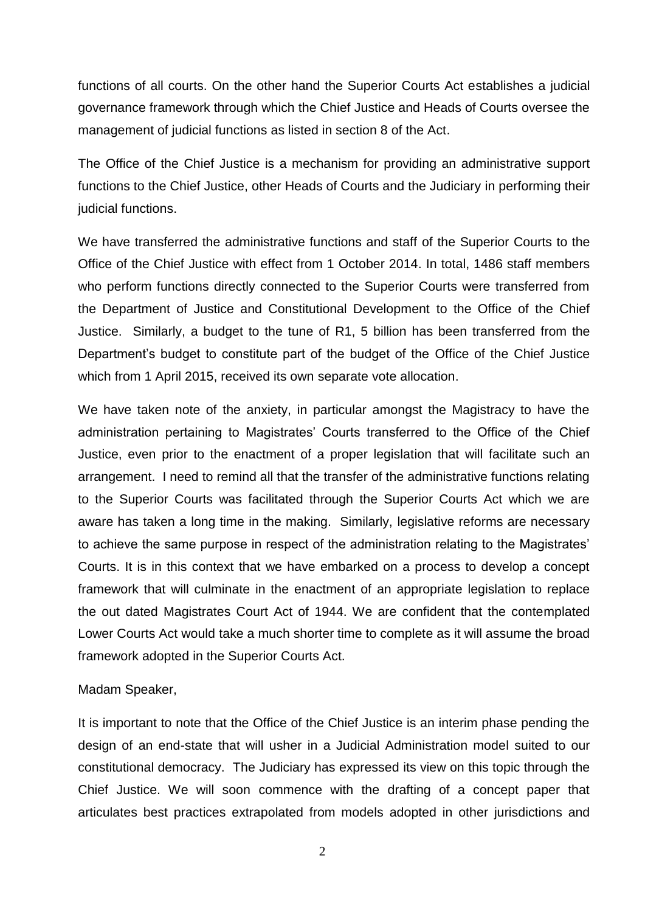functions of all courts. On the other hand the Superior Courts Act establishes a judicial governance framework through which the Chief Justice and Heads of Courts oversee the management of judicial functions as listed in section 8 of the Act.

The Office of the Chief Justice is a mechanism for providing an administrative support functions to the Chief Justice, other Heads of Courts and the Judiciary in performing their judicial functions.

We have transferred the administrative functions and staff of the Superior Courts to the Office of the Chief Justice with effect from 1 October 2014. In total, 1486 staff members who perform functions directly connected to the Superior Courts were transferred from the Department of Justice and Constitutional Development to the Office of the Chief Justice. Similarly, a budget to the tune of R1, 5 billion has been transferred from the Department's budget to constitute part of the budget of the Office of the Chief Justice which from 1 April 2015, received its own separate vote allocation.

We have taken note of the anxiety, in particular amongst the Magistracy to have the administration pertaining to Magistrates' Courts transferred to the Office of the Chief Justice, even prior to the enactment of a proper legislation that will facilitate such an arrangement. I need to remind all that the transfer of the administrative functions relating to the Superior Courts was facilitated through the Superior Courts Act which we are aware has taken a long time in the making. Similarly, legislative reforms are necessary to achieve the same purpose in respect of the administration relating to the Magistrates' Courts. It is in this context that we have embarked on a process to develop a concept framework that will culminate in the enactment of an appropriate legislation to replace the out dated Magistrates Court Act of 1944. We are confident that the contemplated Lower Courts Act would take a much shorter time to complete as it will assume the broad framework adopted in the Superior Courts Act.

Madam Speaker,

It is important to note that the Office of the Chief Justice is an interim phase pending the design of an end-state that will usher in a Judicial Administration model suited to our constitutional democracy. The Judiciary has expressed its view on this topic through the Chief Justice. We will soon commence with the drafting of a concept paper that articulates best practices extrapolated from models adopted in other jurisdictions and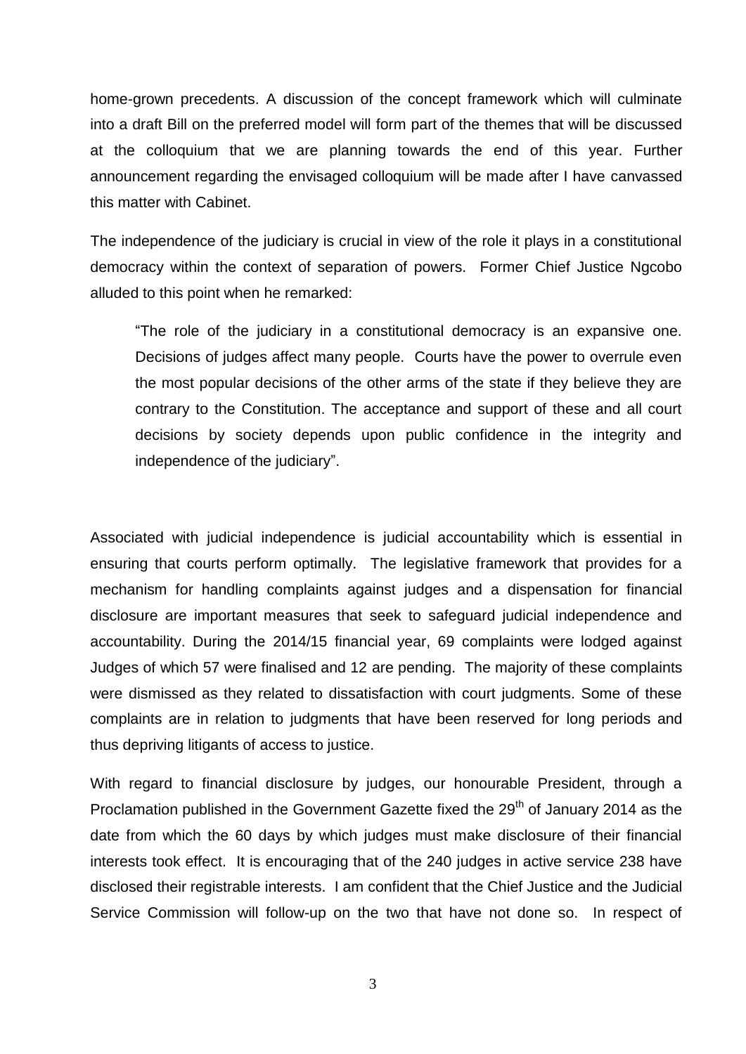home-grown precedents. A discussion of the concept framework which will culminate into a draft Bill on the preferred model will form part of the themes that will be discussed at the colloquium that we are planning towards the end of this year. Further announcement regarding the envisaged colloquium will be made after I have canvassed this matter with Cabinet.

The independence of the judiciary is crucial in view of the role it plays in a constitutional democracy within the context of separation of powers. Former Chief Justice Ngcobo alluded to this point when he remarked:

> "The role of the judiciary in a constitutional democracy is an expansive one. Decisions of judges affect many people. Courts have the power to overrule even the most popular decisions of the other arms of the state if they believe they are contrary to the Constitution. The acceptance and support of these and all court decisions by society depends upon public confidence in the integrity and independence of the judiciary".

Associated with judicial independence is judicial accountability which is essential in ensuring that courts perform optimally. The legislative framework that provides for a mechanism for handling complaints against judges and a dispensation for financial disclosure are important measures that seek to safeguard judicial independence and accountability. During the 2014/15 financial year, 69 complaints were lodged against Judges of which 57 were finalised and 12 are pending. The majority of these complaints were dismissed as they related to dissatisfaction with court judgments. Some of these complaints are in relation to judgments that have been reserved for long periods and thus depriving litigants of access to justice.

With regard to financial disclosure by judges, our honourable President, through a Proclamation published in the Government Gazette fixed the 29th of January 2014 as the date from which the 60 days by which judges must make disclosure of their financial interests took effect. It is encouraging that of the 240 judges in active service 238 have disclosed their registrable interests. I am confident that the Chief Justice and the Judicial Service Commission will follow-up on the two that have not done so. In respect of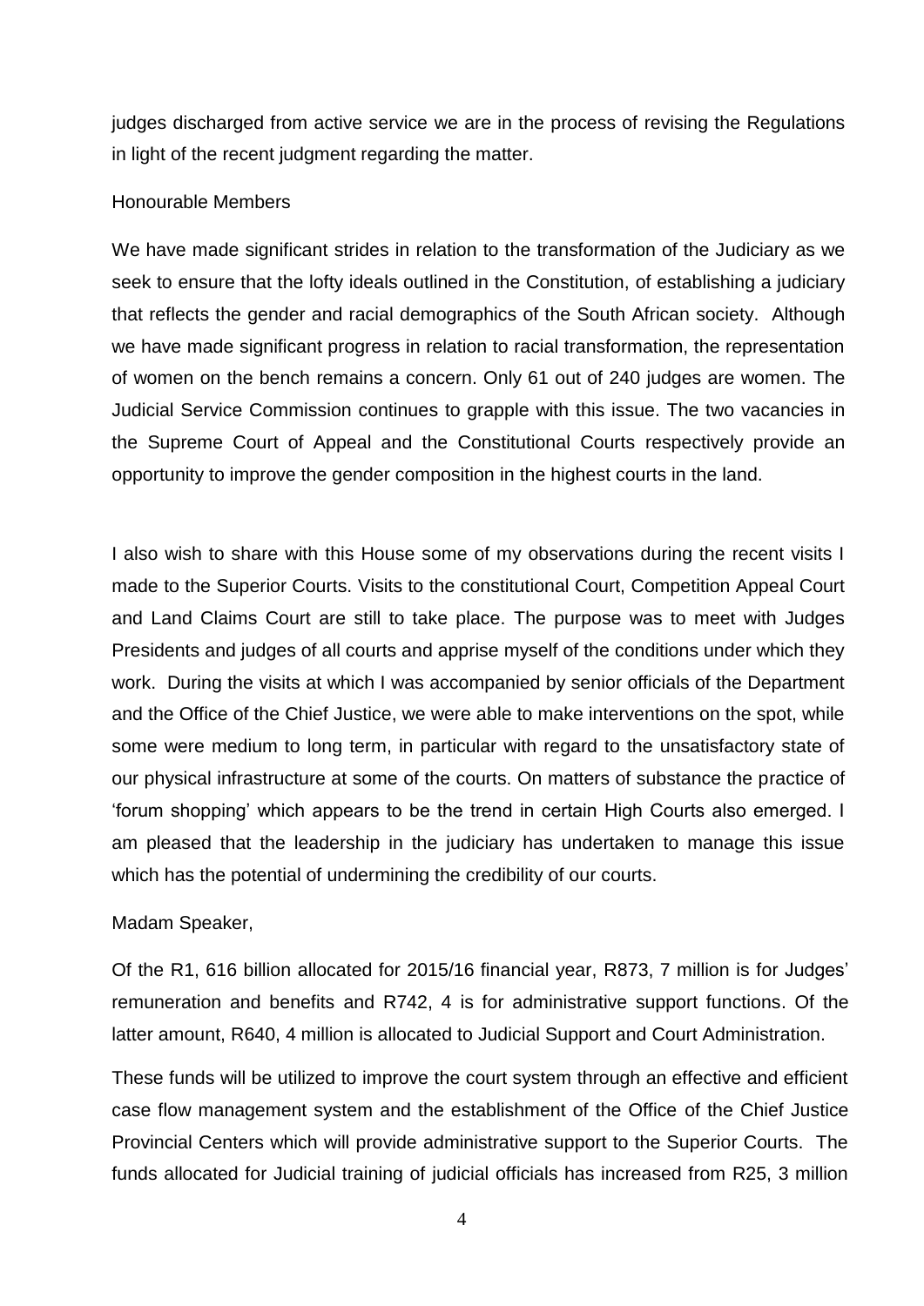judges discharged from active service we are in the process of revising the Regulations in light of the recent judgment regarding the matter.

Honourable Members

We have made significant strides in relation to the transformation of the Judiciary as we seek to ensure that the lofty ideals outlined in the Constitution, of establishing a judiciary that reflects the gender and racial demographics of the South African society. Although we have made significant progress in relation to racial transformation, the representation of women on the bench remains a concern. Only 61 out of 240 judges are women. The Judicial Service Commission continues to grapple with this issue. The two vacancies in the Supreme Court of Appeal and the Constitutional Courts respectively provide an opportunity to improve the gender composition in the highest courts in the land.

I also wish to share with this House some of my observations during the recent visits I made to the Superior Courts. Visits to the constitutional Court, Competition Appeal Court and Land Claims Court are still to take place. The purpose was to meet with Judges Presidents and judges of all courts and apprise myself of the conditions under which they work. During the visits at which I was accompanied by senior officials of the Department and the Office of the Chief Justice, we were able to make interventions on the spot, while some were medium to long term, in particular with regard to the unsatisfactory state of our physical infrastructure at some of the courts. On matters of substance the practice of 'forum shopping' which appears to be the trend in certain High Courts also emerged. I am pleased that the leadership in the judiciary has undertaken to manage this issue which has the potential of undermining the credibility of our courts.

Madam Speaker,

Of the R1, 616 billion allocated for 2015/16 financial year, R873, 7 million is for Judges' remuneration and benefits and R742, 4 is for administrative support functions. Of the latter amount, R640, 4 million is allocated to Judicial Support and Court Administration.

These funds will be utilized to improve the court system through an effective and efficient case flow management system and the establishment of the Office of the Chief Justice Provincial Centers which will provide administrative support to the Superior Courts. The funds allocated for Judicial training of judicial officials has increased from R25, 3 million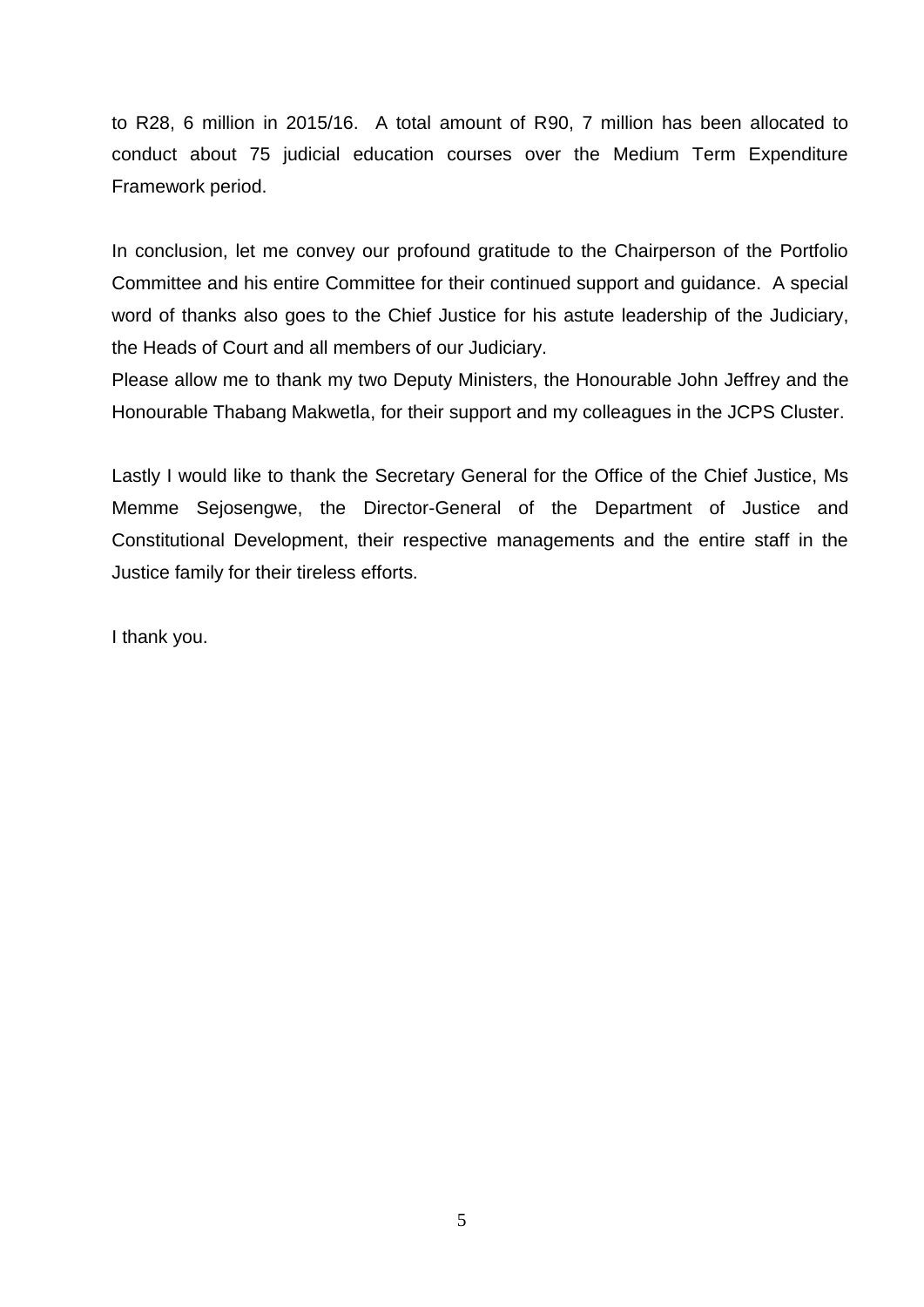to R28, 6 million in 2015/16. A total amount of R90, 7 million has been allocated to conduct about 75 judicial education courses over the Medium Term Expenditure Framework period.

In conclusion, let me convey our profound gratitude to the Chairperson of the Portfolio Committee and his entire Committee for their continued support and guidance. A special word of thanks also goes to the Chief Justice for his astute leadership of the Judiciary, the Heads of Court and all members of our Judiciary.

Please allow me to thank my two Deputy Ministers, the Honourable John Jeffrey and the Honourable Thabang Makwetla, for their support and my colleagues in the JCPS Cluster.

Lastly I would like to thank the Secretary General for the Office of the Chief Justice, Ms Memme Sejosengwe, the Director-General of the Department of Justice and Constitutional Development, their respective managements and the entire staff in the Justice family for their tireless efforts.

I thank you.